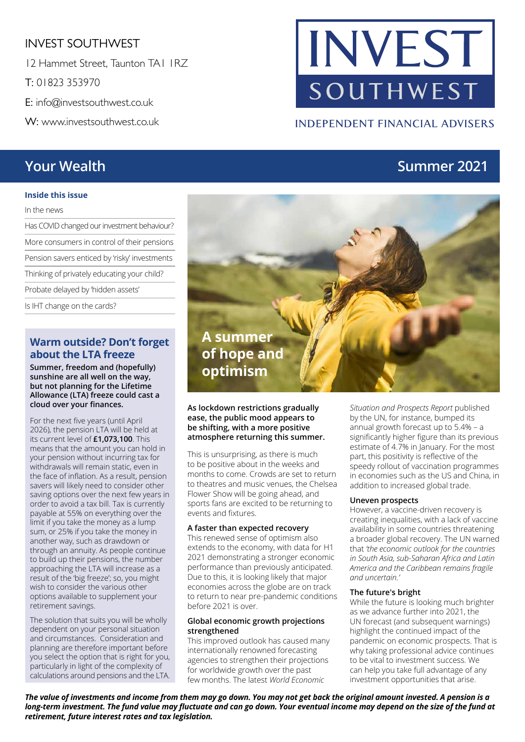INVEST SOUTHWEST

12 Hammet Street, Taunton TA1 1RZ

T: 01823 353970

E: info@investsouthwest.co.uk

W: www.investsouthwest.co.uk

INVEST SOUTHWEST

INDEPENDENT FINANCIAL ADVISERS

# Your Wealth — Summer 2021

**Inside this issue**

- In the news
- Has COVID changed our investment behaviour?
- More consumers in control of their pensions
- Pension savers enticed by 'risky' investments
- Thinking of privately educating your child?
- Probate delayed by 'hidden assets'
- Is IHT change on the cards?

## Warm outside? Don't forget about the LTA freeze

**Summer, freedom and (hopefully) sunshine are all well on the way, but not planning for the Lifetime Allowance (LTA) freeze could cast a cloud over your finances.**

For the next five years (until April 2026), the pension LTA will be held at its current level of **£1,073,100**. This means that the amount you can hold in your pension without incurring tax for withdrawals will remain static, even in the face of inflation. As a result, pension savers will likely need to consider other saving options over the next few years in order to avoid a tax bill. Tax is currently payable at 55% on everything over the limit if you take the money as a lump sum, or 25% if you take the money in another way, such as drawdown or through an annuity. As people continue to build up their pensions, the number approaching the LTA will increase as a result of the 'big freeze'; so, you might wish to consider the various other options available to supplement your retirement savings.

The solution that suits you will be wholly dependent on your personal situation and circumstances. Consideration and planning are therefore important before you select the option that is right for you, particularly in light of the complexity of calculations around pensions and the LTA.

## A summer of hope and optimism

**As lockdown restrictions gradually ease, the public mood appears to be shifting, with a more positive atmosphere returning this summer.**

This is unsurprising, as there is much to be positive about in the weeks and months to come. Crowds are set to return to theatres and music venues, the Chelsea Flower Show will be going ahead, and sports fans are excited to be returning to events and fixtures.

### A faster than expected recovery

This renewed sense of optimism also extends to the economy, with data for H1 2021 demonstrating a stronger economic performance than previously anticipated. Due to this, it is looking likely that major economies across the globe are on track to return to near pre-pandemic conditions before 2021 is over.

### Global economic growth projections strengthened

This improved outlook has caused many internationally renowned forecasting agencies to strengthen their projections for worldwide growth over the past few months. The latest *World Economic Situation and Prospects Report* published by the UN, for instance, bumped its annual growth forecast up to 5.4% – a significantly higher figure than its previous estimate of 4.7% in January. For the most part, this positivity is reflective of the speedy rollout of vaccination programmes in economies such as the US and China, in addition to increased global trade.

### Uneven prospects

However, a vaccine-driven recovery is creating inequalities, with a lack of vaccine availability in some countries threatening a broader global recovery. The UN warned that *'the economic outlook for the countries in South Asia, sub-Saharan Africa and Latin America and the Caribbean remains fragile and uncertain.'*

### The future's bright

While the future is looking much brighter as we advance further into 2021, the UN forecast (and subsequent warnings) highlight the continued impact of the pandemic on economic prospects. That is why taking professional advice continues to be vital to investment success. We can help you take full advantage of any investment opportunities that arise.

***The value of investments and income from them may go down. You may not get back the original amount invested. A pension is a long-term investment. The fund value may fluctuate and can go down. Your eventual income may depend on the size of the fund at retirement, future interest rates and tax legislation.***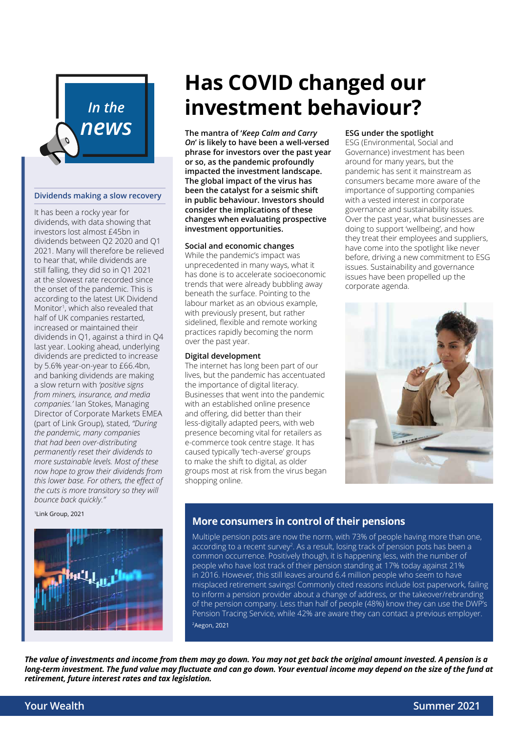# Has COVID changed our investment behaviour?

**The mantra of '*Keep Calm and Carry On*' is likely to have been a well-versed phrase for investors over the past year or so, as the pandemic profoundly impacted the investment landscape. The global impact of the virus has been the catalyst for a seismic shift in public behaviour. Investors should consider the implications of these changes when evaluating prospective investment opportunities.**

### Social and economic changes

While the pandemic's impact was unprecedented in many ways, what it has done is to accelerate socioeconomic trends that were already bubbling away beneath the surface. Pointing to the labour market as an obvious example, with previously present, but rather sidelined, flexible and remote working practices rapidly becoming the norm over the past year.

### Digital development

The internet has long been part of our lives, but the pandemic has accentuated the importance of digital literacy. Businesses that went into the pandemic with an established online presence and offering, did better than their less-digitally adapted peers, with web presence becoming vital for retailers as e-commerce took centre stage. It has caused typically 'tech-averse' groups to make the shift to digital, as older groups most at risk from the virus began shopping online.

### ESG under the spotlight

ESG (Environmental, Social and Governance) investment has been around for many years, but the pandemic has sent it mainstream as consumers became more aware of the importance of supporting companies with a vested interest in corporate governance and sustainability issues. Over the past year, what businesses are doing to support 'wellbeing', and how they treat their employees and suppliers, have come into the spotlight like never before, driving a new commitment to ESG issues. Sustainability and governance issues have been propelled up the corporate agenda.

## In the news

### Dividends making a slow recovery

It has been a rocky year for dividends, with data showing that investors lost almost £45bn in dividends between Q2 2020 and Q1 2021. Many will therefore be relieved to hear that, while dividends are still falling, they did so in Q1 2021 at the slowest rate recorded since the onset of the pandemic. This is according to the latest UK Dividend Monitor[1], which also revealed that half of UK companies restarted, increased or maintained their dividends in Q1, against a third in Q4 last year. Looking ahead, underlying dividends are predicted to increase by 5.6% year-on-year to £66.4bn, and banking dividends are making a slow return with *'positive signs from miners, insurance, and media companies.'* Ian Stokes, Managing Director of Corporate Markets EMEA (part of Link Group), stated, *"During the pandemic, many companies that had been over-distributing permanently reset their dividends to more sustainable levels. Most of these now hope to grow their dividends from this lower base. For others, the effect of the cuts is more transitory so they will bounce back quickly."*

[1]Link Group, 2021

## More consumers in control of their pensions

Multiple pension pots are now the norm, with 73% of people having more than one, according to a recent survey[2]. As a result, losing track of pension pots has been a common occurrence. Positively though, it is happening less, with the number of people who have lost track of their pension standing at 17% today against 21% in 2016. However, this still leaves around 6.4 million people who seem to have misplaced retirement savings! Commonly cited reasons include lost paperwork, failing to inform a pension provider about a change of address, or the takeover/rebranding of the pension company. Less than half of people (48%) know they can use the DWP's Pension Tracing Service, while 42% are aware they can contact a previous employer.

[2]Aegon, 2021

***The value of investments and income from them may go down. You may not get back the original amount invested. A pension is a long-term investment. The fund value may fluctuate and can go down. Your eventual income may depend on the size of the fund at retirement, future interest rates and tax legislation.***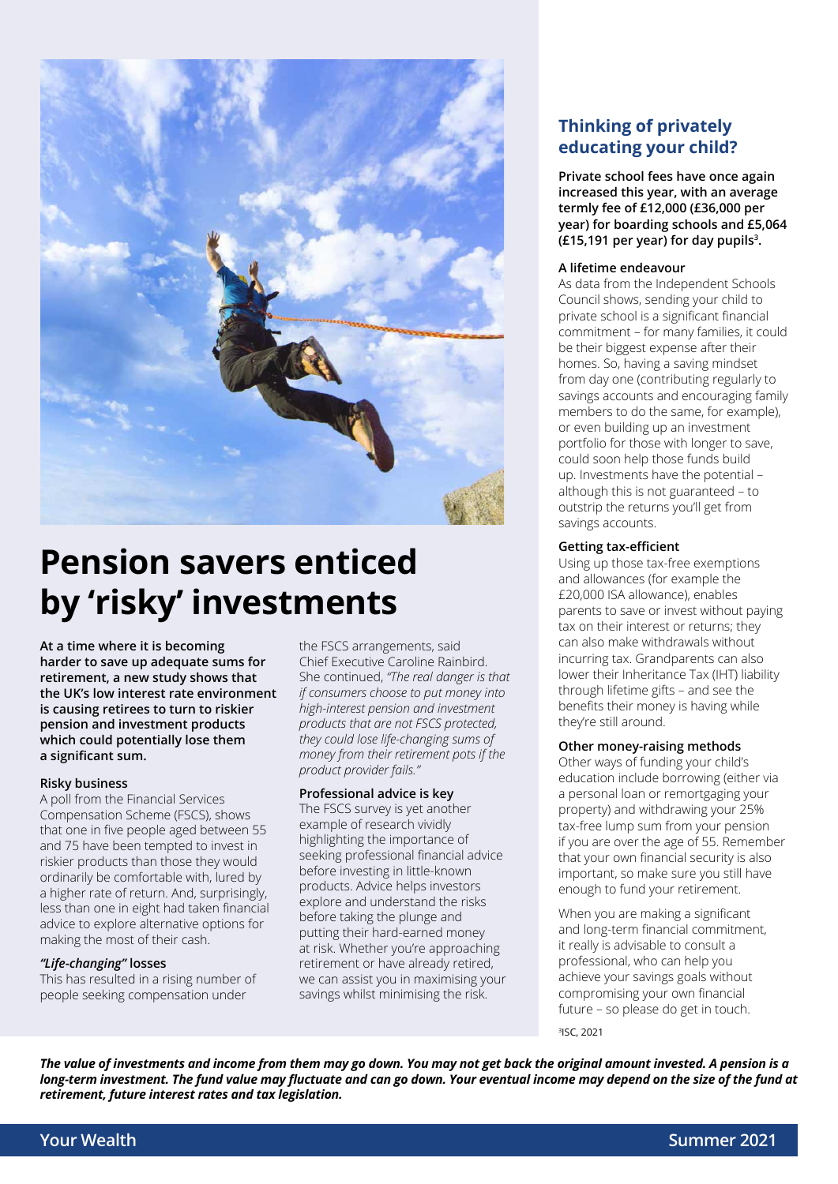# Pension savers enticed by 'risky' investments

**At a time where it is becoming harder to save up adequate sums for retirement, a new study shows that the UK's low interest rate environment is causing retirees to turn to riskier pension and investment products which could potentially lose them a significant sum.**

### Risky business

A poll from the Financial Services Compensation Scheme (FSCS), shows that one in five people aged between 55 and 75 have been tempted to invest in riskier products than those they would ordinarily be comfortable with, lured by a higher rate of return. And, surprisingly, less than one in eight had taken financial advice to explore alternative options for making the most of their cash.

### *"Life-changing"* losses

This has resulted in a rising number of people seeking compensation under the FSCS arrangements, said Chief Executive Caroline Rainbird. She continued, *"The real danger is that if consumers choose to put money into high-interest pension and investment products that are not FSCS protected, they could lose life-changing sums of money from their retirement pots if the product provider fails."*

### Professional advice is key

The FSCS survey is yet another example of research vividly highlighting the importance of seeking professional financial advice before investing in little-known products. Advice helps investors explore and understand the risks before taking the plunge and putting their hard-earned money at risk. Whether you're approaching retirement or have already retired, we can assist you in maximising your savings whilst minimising the risk.

## Thinking of privately educating your child?

**Private school fees have once again increased this year, with an average termly fee of £12,000 (£36,000 per year) for boarding schools and £5,064 (£15,191 per year) for day pupils[3].**

### A lifetime endeavour

As data from the Independent Schools Council shows, sending your child to private school is a significant financial commitment – for many families, it could be their biggest expense after their homes. So, having a saving mindset from day one (contributing regularly to savings accounts and encouraging family members to do the same, for example), or even building up an investment portfolio for those with longer to save, could soon help those funds build up. Investments have the potential – although this is not guaranteed – to outstrip the returns you'll get from savings accounts.

### Getting tax-efficient

Using up those tax-free exemptions and allowances (for example the £20,000 ISA allowance), enables parents to save or invest without paying tax on their interest or returns; they can also make withdrawals without incurring tax. Grandparents can also lower their Inheritance Tax (IHT) liability through lifetime gifts – and see the benefits their money is having while they're still around.

### Other money-raising methods

Other ways of funding your child's education include borrowing (either via a personal loan or remortgaging your property) and withdrawing your 25% tax-free lump sum from your pension if you are over the age of 55. Remember that your own financial security is also important, so make sure you still have enough to fund your retirement.

When you are making a significant and long-term financial commitment, it really is advisable to consult a professional, who can help you achieve your savings goals without compromising your own financial future – so please do get in touch.

[3]ISC, 2021

***The value of investments and income from them may go down. You may not get back the original amount invested. A pension is a long-term investment. The fund value may fluctuate and can go down. Your eventual income may depend on the size of the fund at retirement, future interest rates and tax legislation.***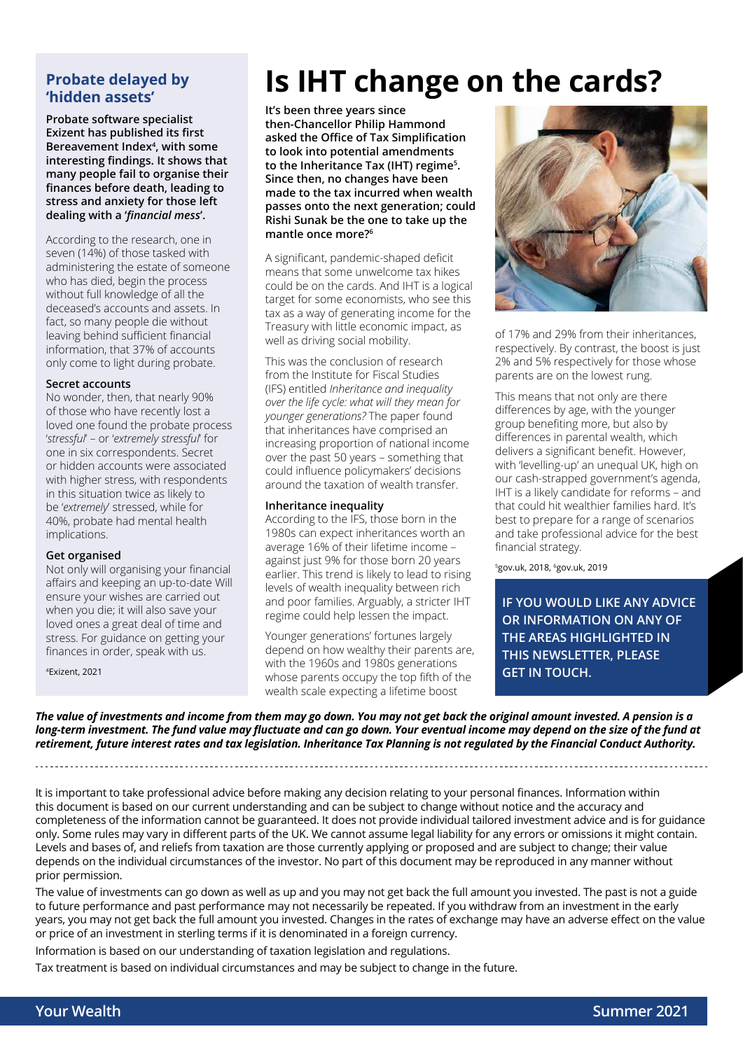## Probate delayed by 'hidden assets'

**Probate software specialist Exizent has published its first Bereavement Index[4], with some interesting findings. It shows that many people fail to organise their finances before death, leading to stress and anxiety for those left dealing with a '*financial mess*'.**

According to the research, one in seven (14%) of those tasked with administering the estate of someone who has died, begin the process without full knowledge of all the deceased's accounts and assets. In fact, so many people die without leaving behind sufficient financial information, that 37% of accounts only come to light during probate.

### Secret accounts

No wonder, then, that nearly 90% of those who have recently lost a loved one found the probate process '*stressful*' – or '*extremely stressful*' for one in six correspondents. Secret or hidden accounts were associated with higher stress, with respondents in this situation twice as likely to be '*extremely*' stressed, while for 40%, probate had mental health implications.

### Get organised

Not only will organising your financial affairs and keeping an up-to-date Will ensure your wishes are carried out when you die; it will also save your loved ones a great deal of time and stress. For guidance on getting your finances in order, speak with us.

[4]Exizent, 2021

# Is IHT change on the cards?

**It's been three years since then-Chancellor Philip Hammond asked the Office of Tax Simplification to look into potential amendments to the Inheritance Tax (IHT) regime[5]. Since then, no changes have been made to the tax incurred when wealth passes onto the next generation; could Rishi Sunak be the one to take up the mantle once more?[6]**

A significant, pandemic-shaped deficit means that some unwelcome tax hikes could be on the cards. And IHT is a logical target for some economists, who see this tax as a way of generating income for the Treasury with little economic impact, as well as driving social mobility.

This was the conclusion of research from the Institute for Fiscal Studies (IFS) entitled *Inheritance and inequality over the life cycle: what will they mean for younger generations?* The paper found that inheritances have comprised an increasing proportion of national income over the past 50 years – something that could influence policymakers' decisions around the taxation of wealth transfer.

### Inheritance inequality

According to the IFS, those born in the 1980s can expect inheritances worth an average 16% of their lifetime income – against just 9% for those born 20 years earlier. This trend is likely to lead to rising levels of wealth inequality between rich and poor families. Arguably, a stricter IHT regime could help lessen the impact.

Younger generations' fortunes largely depend on how wealthy their parents are, with the 1960s and 1980s generations whose parents occupy the top fifth of the wealth scale expecting a lifetime boost of 17% and 29% from their inheritances, respectively. By contrast, the boost is just 2% and 5% respectively for those whose parents are on the lowest rung.

This means that not only are there differences by age, with the younger group benefiting more, but also by differences in parental wealth, which delivers a significant benefit. However, with 'levelling-up' an unequal UK, high on our cash-strapped government's agenda, IHT is a likely candidate for reforms – and that could hit wealthier families hard. It's best to prepare for a range of scenarios and take professional advice for the best financial strategy.

[5]gov.uk, 2018, [6]gov.uk, 2019

**IF YOU WOULD LIKE ANY ADVICE OR INFORMATION ON ANY OF THE AREAS HIGHLIGHTED IN THIS NEWSLETTER, PLEASE GET IN TOUCH.**

***The value of investments and income from them may go down. You may not get back the original amount invested. A pension is a long-term investment. The fund value may fluctuate and can go down. Your eventual income may depend on the size of the fund at retirement, future interest rates and tax legislation. Inheritance Tax Planning is not regulated by the Financial Conduct Authority.***

It is important to take professional advice before making any decision relating to your personal finances. Information within this document is based on our current understanding and can be subject to change without notice and the accuracy and completeness of the information cannot be guaranteed. It does not provide individual tailored investment advice and is for guidance only. Some rules may vary in different parts of the UK. We cannot assume legal liability for any errors or omissions it might contain. Levels and bases of, and reliefs from taxation are those currently applying or proposed and are subject to change; their value depends on the individual circumstances of the investor. No part of this document may be reproduced in any manner without prior permission.

The value of investments can go down as well as up and you may not get back the full amount you invested. The past is not a guide to future performance and past performance may not necessarily be repeated. If you withdraw from an investment in the early years, you may not get back the full amount you invested. Changes in the rates of exchange may have an adverse effect on the value or price of an investment in sterling terms if it is denominated in a foreign currency.

Information is based on our understanding of taxation legislation and regulations.

Tax treatment is based on individual circumstances and may be subject to change in the future.